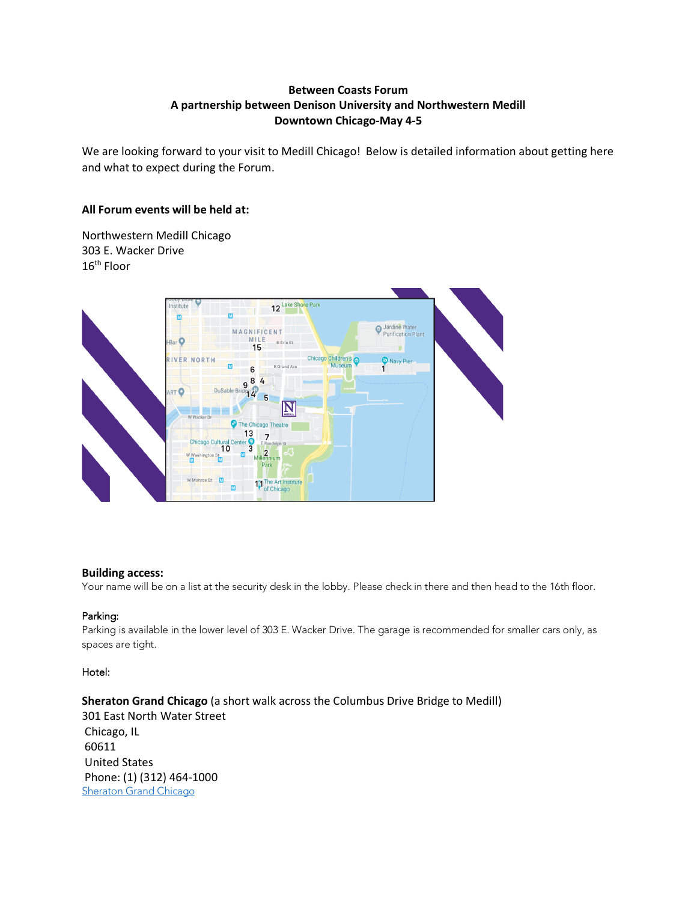**Between Coasts Forum**
**A partnership between Denison University and Northwestern Medill**
**Downtown Chicago-May 4-5**

We are looking forward to your visit to Medill Chicago! Below is detailed information about getting here and what to expect during the Forum.

**All Forum events will be held at:**

Northwestern Medill Chicago
303 E. Wacker Drive
16th Floor

**Building access:**
Your name will be on a list at the security desk in the lobby. Please check in there and then head to the 16th floor.

Parking:
Parking is available in the lower level of 303 E. Wacker Drive. The garage is recommended for smaller cars only, as spaces are tight.

Hotel:

**Sheraton Grand Chicago** (a short walk across the Columbus Drive Bridge to Medill)
301 East North Water Street
Chicago, IL
60611
United States
Phone: (1) (312) 464-1000
Sheraton Grand Chicago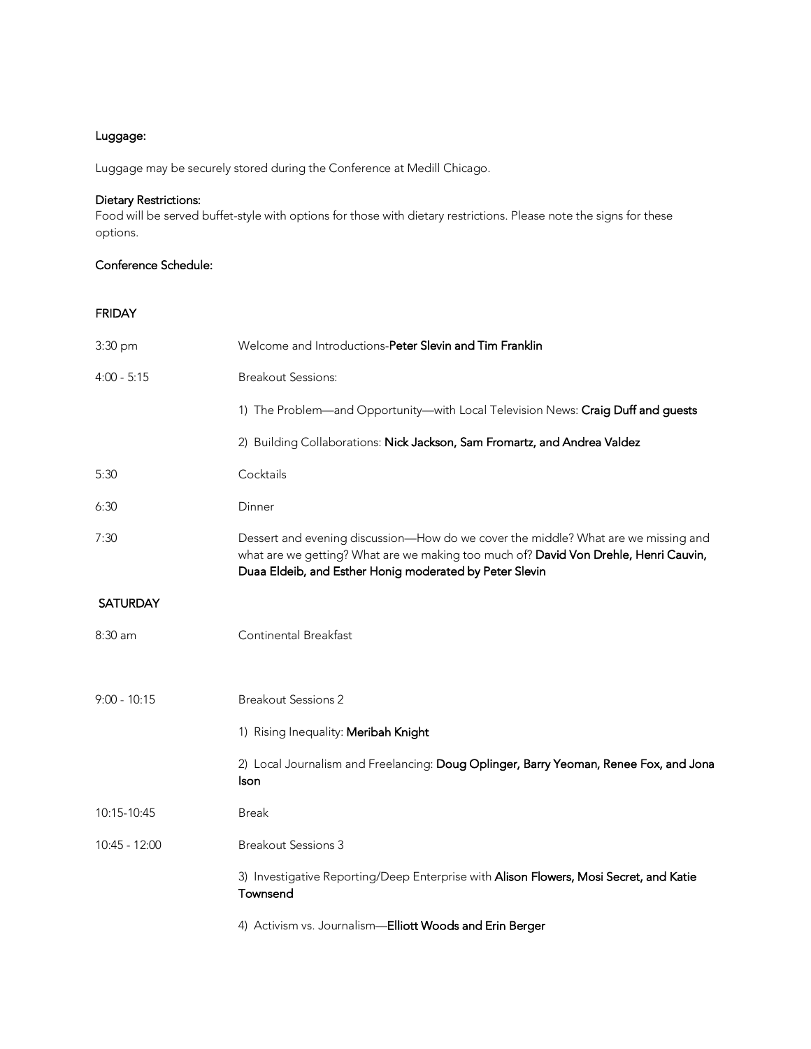**Luggage:**

Luggage may be securely stored during the Conference at Medill Chicago.

**Dietary Restrictions:**
Food will be served buffet-style with options for those with dietary restrictions. Please note the signs for these options.

**Conference Schedule:**

**FRIDAY**

| | |
|---|---|
| 3:30 pm | Welcome and Introductions-**Peter Slevin and Tim Franklin** |
| 4:00 - 5:15 | Breakout Sessions: |
| | 1) The Problem—and Opportunity—with Local Television News: **Craig Duff and guests** |
| | 2) Building Collaborations: **Nick Jackson, Sam Fromartz, and Andrea Valdez** |
| 5:30 | Cocktails |
| 6:30 | Dinner |
| 7:30 | Dessert and evening discussion—How do we cover the middle? What are we missing and what are we getting? What are we making too much of? **David Von Drehle, Henri Cauvin, Duaa Eldeib, and Esther Honig moderated by Peter Slevin** |

**SATURDAY**

| | |
|---|---|
| 8:30 am | Continental Breakfast |
| 9:00 - 10:15 | Breakout Sessions 2 |
| | 1) Rising Inequality: **Meribah Knight** |
| | 2) Local Journalism and Freelancing: **Doug Oplinger, Barry Yeoman, Renee Fox, and Jona Ison** |
| 10:15-10:45 | Break |
| 10:45 - 12:00 | Breakout Sessions 3 |
| | 3) Investigative Reporting/Deep Enterprise with **Alison Flowers, Mosi Secret, and Katie Townsend** |
| | 4) Activism vs. Journalism—**Elliott Woods and Erin Berger** |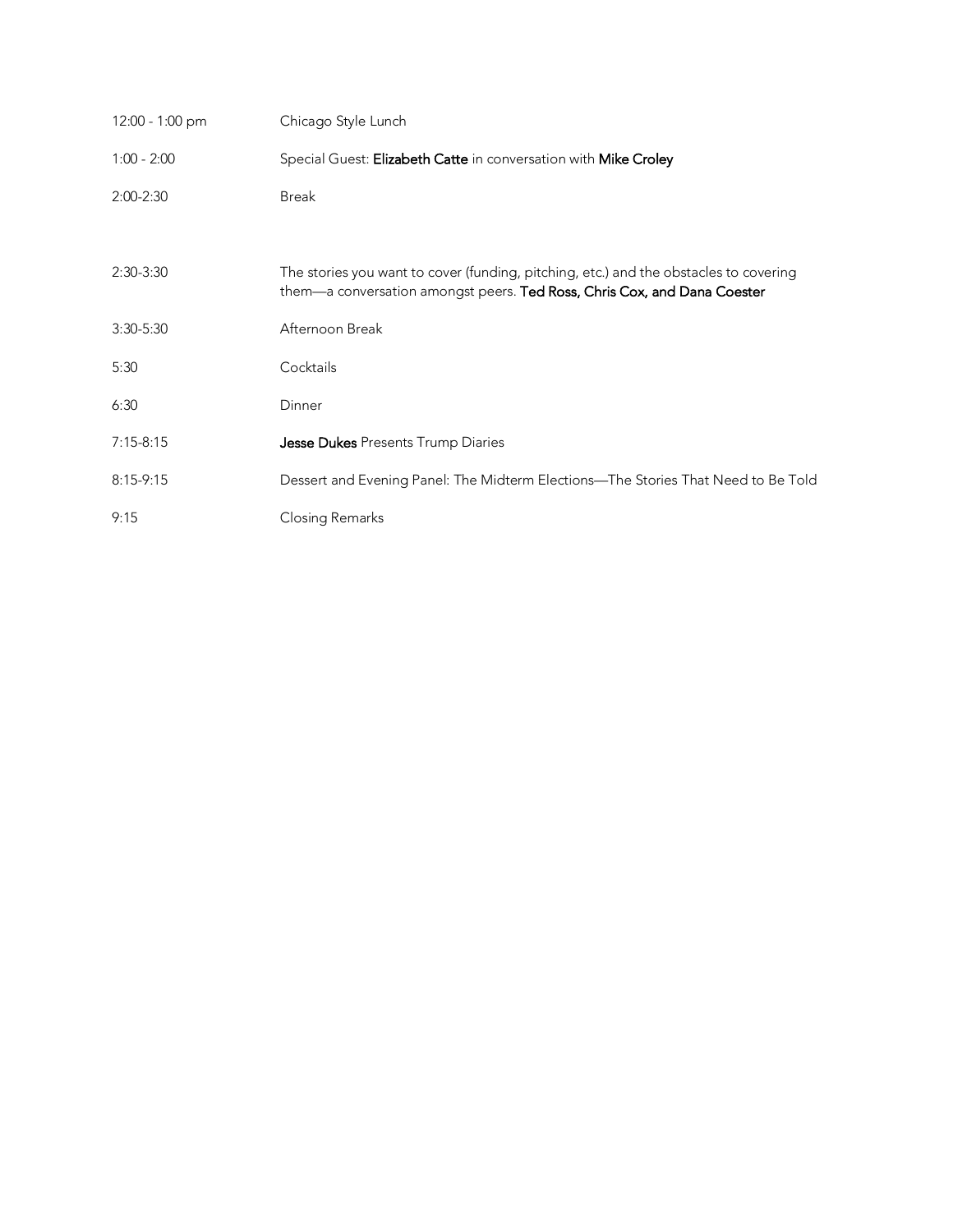| | |
|---|---|
| 12:00 - 1:00 pm | Chicago Style Lunch |
| 1:00 - 2:00 | Special Guest: **Elizabeth Catte** in conversation with **Mike Croley** |
| 2:00-2:30 | Break |
| 2:30-3:30 | The stories you want to cover (funding, pitching, etc.) and the obstacles to covering them—a conversation amongst peers. **Ted Ross, Chris Cox, and Dana Coester** |
| 3:30-5:30 | Afternoon Break |
| 5:30 | Cocktails |
| 6:30 | Dinner |
| 7:15-8:15 | **Jesse Dukes** Presents Trump Diaries |
| 8:15-9:15 | Dessert and Evening Panel: The Midterm Elections—The Stories That Need to Be Told |
| 9:15 | Closing Remarks |